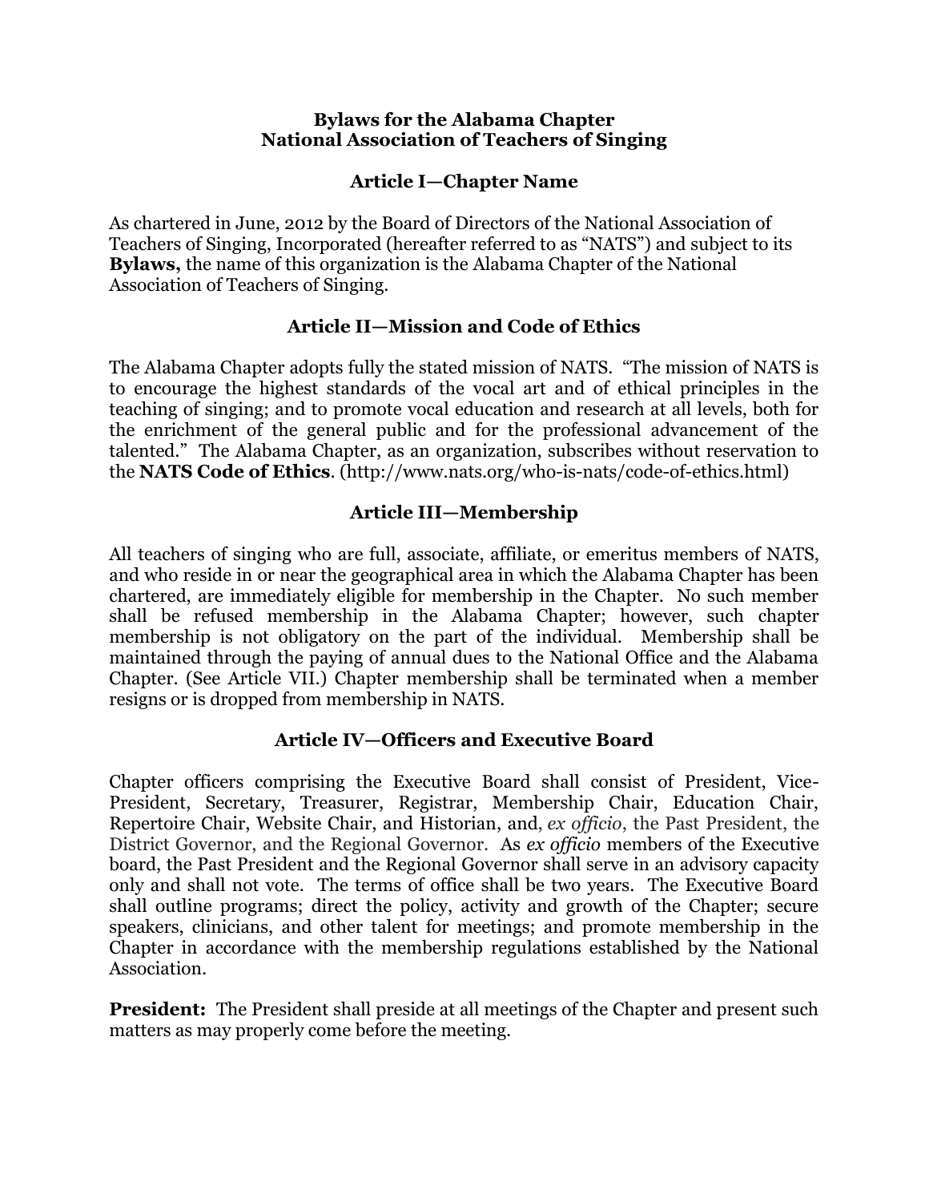# Bylaws for the Alabama Chapter
# National Association of Teachers of Singing

## Article I—Chapter Name

As chartered in June, 2012 by the Board of Directors of the National Association of Teachers of Singing, Incorporated (hereafter referred to as "NATS") and subject to its **Bylaws,** the name of this organization is the Alabama Chapter of the National Association of Teachers of Singing.

## Article II—Mission and Code of Ethics

The Alabama Chapter adopts fully the stated mission of NATS. "The mission of NATS is to encourage the highest standards of the vocal art and of ethical principles in the teaching of singing; and to promote vocal education and research at all levels, both for the enrichment of the general public and for the professional advancement of the talented." The Alabama Chapter, as an organization, subscribes without reservation to the **NATS Code of Ethics**. (http://www.nats.org/who-is-nats/code-of-ethics.html)

## Article III—Membership

All teachers of singing who are full, associate, affiliate, or emeritus members of NATS, and who reside in or near the geographical area in which the Alabama Chapter has been chartered, are immediately eligible for membership in the Chapter. No such member shall be refused membership in the Alabama Chapter; however, such chapter membership is not obligatory on the part of the individual. Membership shall be maintained through the paying of annual dues to the National Office and the Alabama Chapter. (See Article VII.) Chapter membership shall be terminated when a member resigns or is dropped from membership in NATS.

## Article IV—Officers and Executive Board

Chapter officers comprising the Executive Board shall consist of President, Vice-President, Secretary, Treasurer, Registrar, Membership Chair, Education Chair, Repertoire Chair, Website Chair, and Historian, and, *ex officio*, the Past President, the District Governor, and the Regional Governor. As *ex officio* members of the Executive board, the Past President and the Regional Governor shall serve in an advisory capacity only and shall not vote. The terms of office shall be two years. The Executive Board shall outline programs; direct the policy, activity and growth of the Chapter; secure speakers, clinicians, and other talent for meetings; and promote membership in the Chapter in accordance with the membership regulations established by the National Association.

**President:** The President shall preside at all meetings of the Chapter and present such matters as may properly come before the meeting.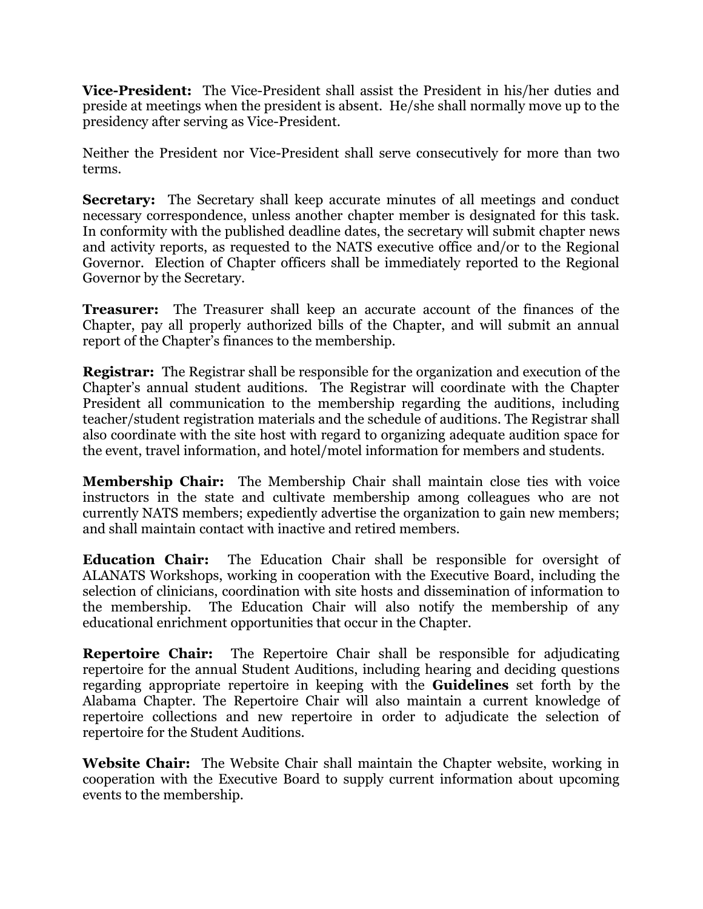**Vice-President:** The Vice-President shall assist the President in his/her duties and preside at meetings when the president is absent. He/she shall normally move up to the presidency after serving as Vice-President.

Neither the President nor Vice-President shall serve consecutively for more than two terms.

**Secretary:** The Secretary shall keep accurate minutes of all meetings and conduct necessary correspondence, unless another chapter member is designated for this task. In conformity with the published deadline dates, the secretary will submit chapter news and activity reports, as requested to the NATS executive office and/or to the Regional Governor. Election of Chapter officers shall be immediately reported to the Regional Governor by the Secretary.

**Treasurer:** The Treasurer shall keep an accurate account of the finances of the Chapter, pay all properly authorized bills of the Chapter, and will submit an annual report of the Chapter's finances to the membership.

**Registrar:** The Registrar shall be responsible for the organization and execution of the Chapter's annual student auditions. The Registrar will coordinate with the Chapter President all communication to the membership regarding the auditions, including teacher/student registration materials and the schedule of auditions. The Registrar shall also coordinate with the site host with regard to organizing adequate audition space for the event, travel information, and hotel/motel information for members and students.

**Membership Chair:** The Membership Chair shall maintain close ties with voice instructors in the state and cultivate membership among colleagues who are not currently NATS members; expediently advertise the organization to gain new members; and shall maintain contact with inactive and retired members.

**Education Chair:** The Education Chair shall be responsible for oversight of ALANATS Workshops, working in cooperation with the Executive Board, including the selection of clinicians, coordination with site hosts and dissemination of information to the membership. The Education Chair will also notify the membership of any educational enrichment opportunities that occur in the Chapter.

**Repertoire Chair:** The Repertoire Chair shall be responsible for adjudicating repertoire for the annual Student Auditions, including hearing and deciding questions regarding appropriate repertoire in keeping with the **Guidelines** set forth by the Alabama Chapter. The Repertoire Chair will also maintain a current knowledge of repertoire collections and new repertoire in order to adjudicate the selection of repertoire for the Student Auditions.

**Website Chair:** The Website Chair shall maintain the Chapter website, working in cooperation with the Executive Board to supply current information about upcoming events to the membership.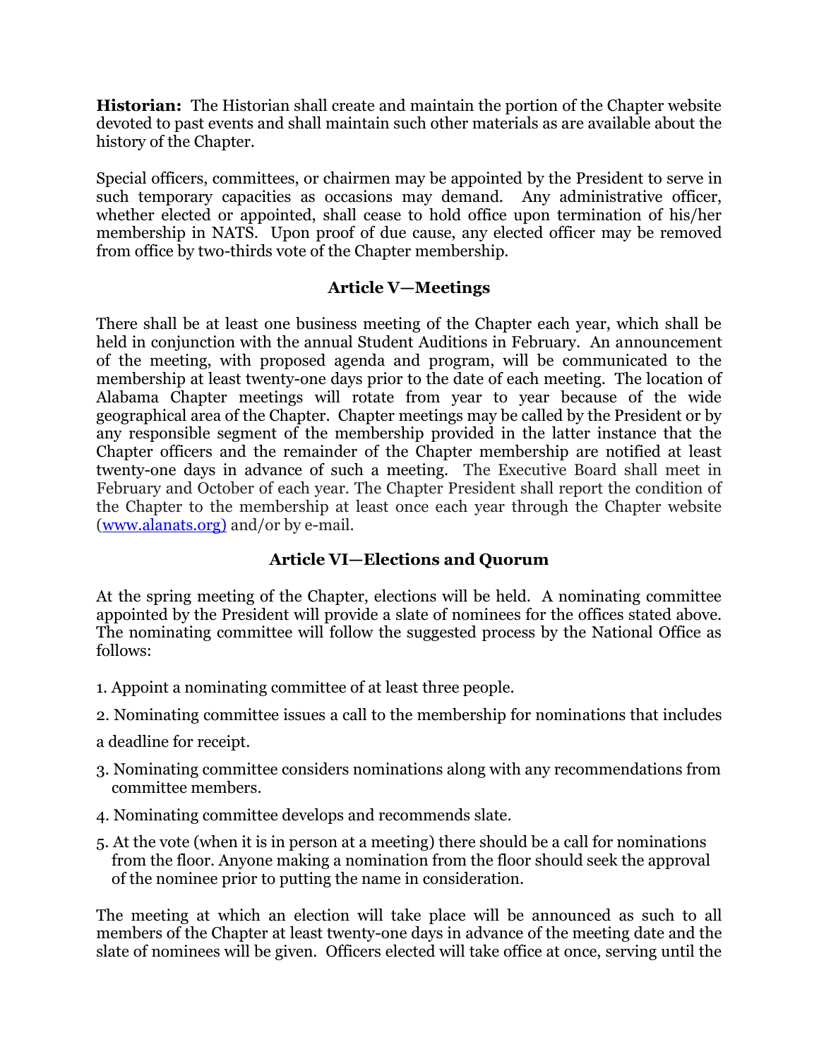**Historian:** The Historian shall create and maintain the portion of the Chapter website devoted to past events and shall maintain such other materials as are available about the history of the Chapter.

Special officers, committees, or chairmen may be appointed by the President to serve in such temporary capacities as occasions may demand. Any administrative officer, whether elected or appointed, shall cease to hold office upon termination of his/her membership in NATS. Upon proof of due cause, any elected officer may be removed from office by two-thirds vote of the Chapter membership.

## Article V—Meetings

There shall be at least one business meeting of the Chapter each year, which shall be held in conjunction with the annual Student Auditions in February. An announcement of the meeting, with proposed agenda and program, will be communicated to the membership at least twenty-one days prior to the date of each meeting. The location of Alabama Chapter meetings will rotate from year to year because of the wide geographical area of the Chapter. Chapter meetings may be called by the President or by any responsible segment of the membership provided in the latter instance that the Chapter officers and the remainder of the Chapter membership are notified at least twenty-one days in advance of such a meeting. The Executive Board shall meet in February and October of each year. The Chapter President shall report the condition of the Chapter to the membership at least once each year through the Chapter website (www.alanats.org) and/or by e-mail.

## Article VI—Elections and Quorum

At the spring meeting of the Chapter, elections will be held. A nominating committee appointed by the President will provide a slate of nominees for the offices stated above. The nominating committee will follow the suggested process by the National Office as follows:

1. Appoint a nominating committee of at least three people.
2. Nominating committee issues a call to the membership for nominations that includes a deadline for receipt.
3. Nominating committee considers nominations along with any recommendations from committee members.
4. Nominating committee develops and recommends slate.
5. At the vote (when it is in person at a meeting) there should be a call for nominations from the floor. Anyone making a nomination from the floor should seek the approval of the nominee prior to putting the name in consideration.

The meeting at which an election will take place will be announced as such to all members of the Chapter at least twenty-one days in advance of the meeting date and the slate of nominees will be given. Officers elected will take office at once, serving until the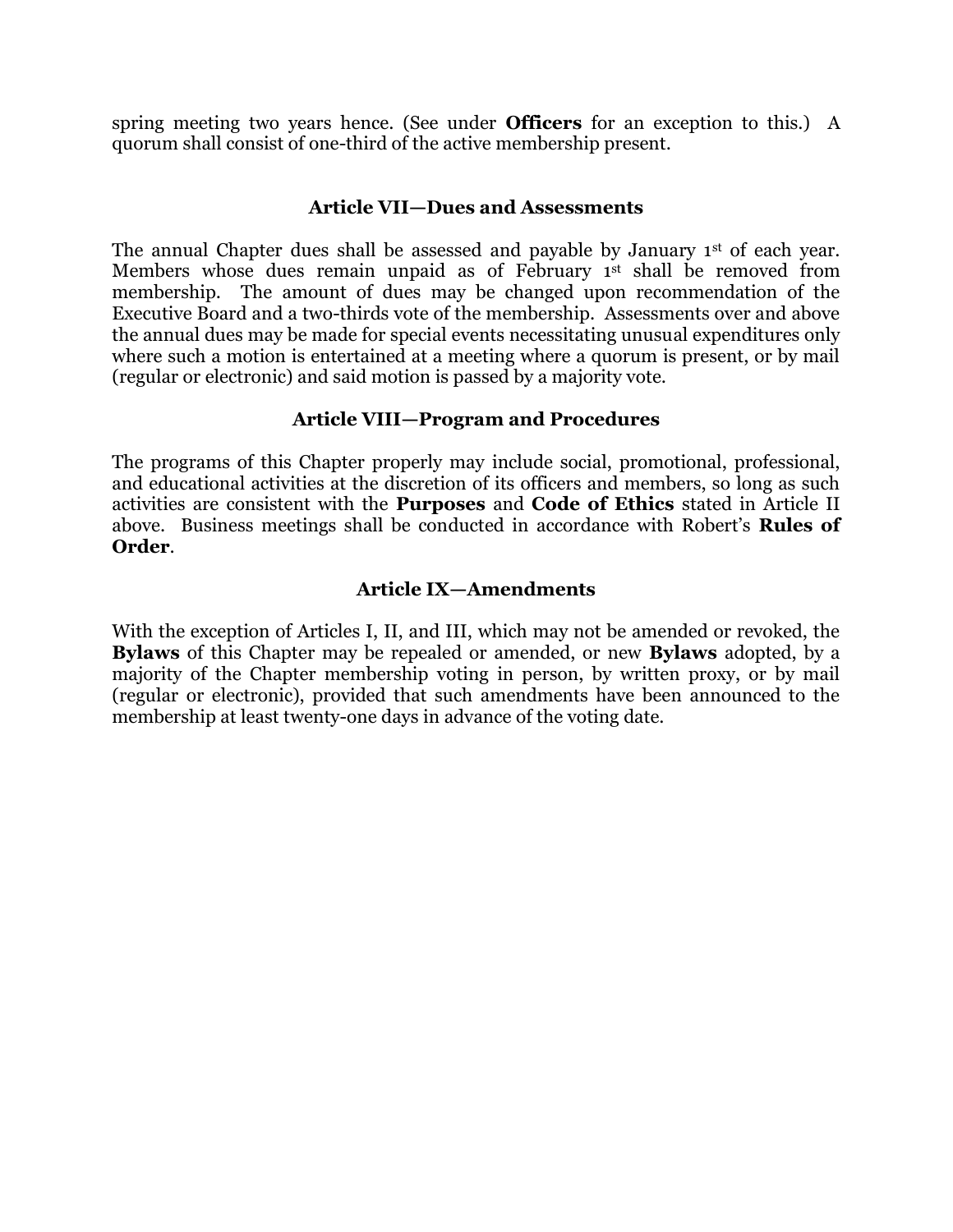spring meeting two years hence. (See under **Officers** for an exception to this.) A quorum shall consist of one-third of the active membership present.

### Article VII—Dues and Assessments

The annual Chapter dues shall be assessed and payable by January 1st of each year. Members whose dues remain unpaid as of February 1st shall be removed from membership. The amount of dues may be changed upon recommendation of the Executive Board and a two-thirds vote of the membership. Assessments over and above the annual dues may be made for special events necessitating unusual expenditures only where such a motion is entertained at a meeting where a quorum is present, or by mail (regular or electronic) and said motion is passed by a majority vote.

### Article VIII—Program and Procedures

The programs of this Chapter properly may include social, promotional, professional, and educational activities at the discretion of its officers and members, so long as such activities are consistent with the **Purposes** and **Code of Ethics** stated in Article II above. Business meetings shall be conducted in accordance with Robert's **Rules of Order**.

### Article IX—Amendments

With the exception of Articles I, II, and III, which may not be amended or revoked, the **Bylaws** of this Chapter may be repealed or amended, or new **Bylaws** adopted, by a majority of the Chapter membership voting in person, by written proxy, or by mail (regular or electronic), provided that such amendments have been announced to the membership at least twenty-one days in advance of the voting date.